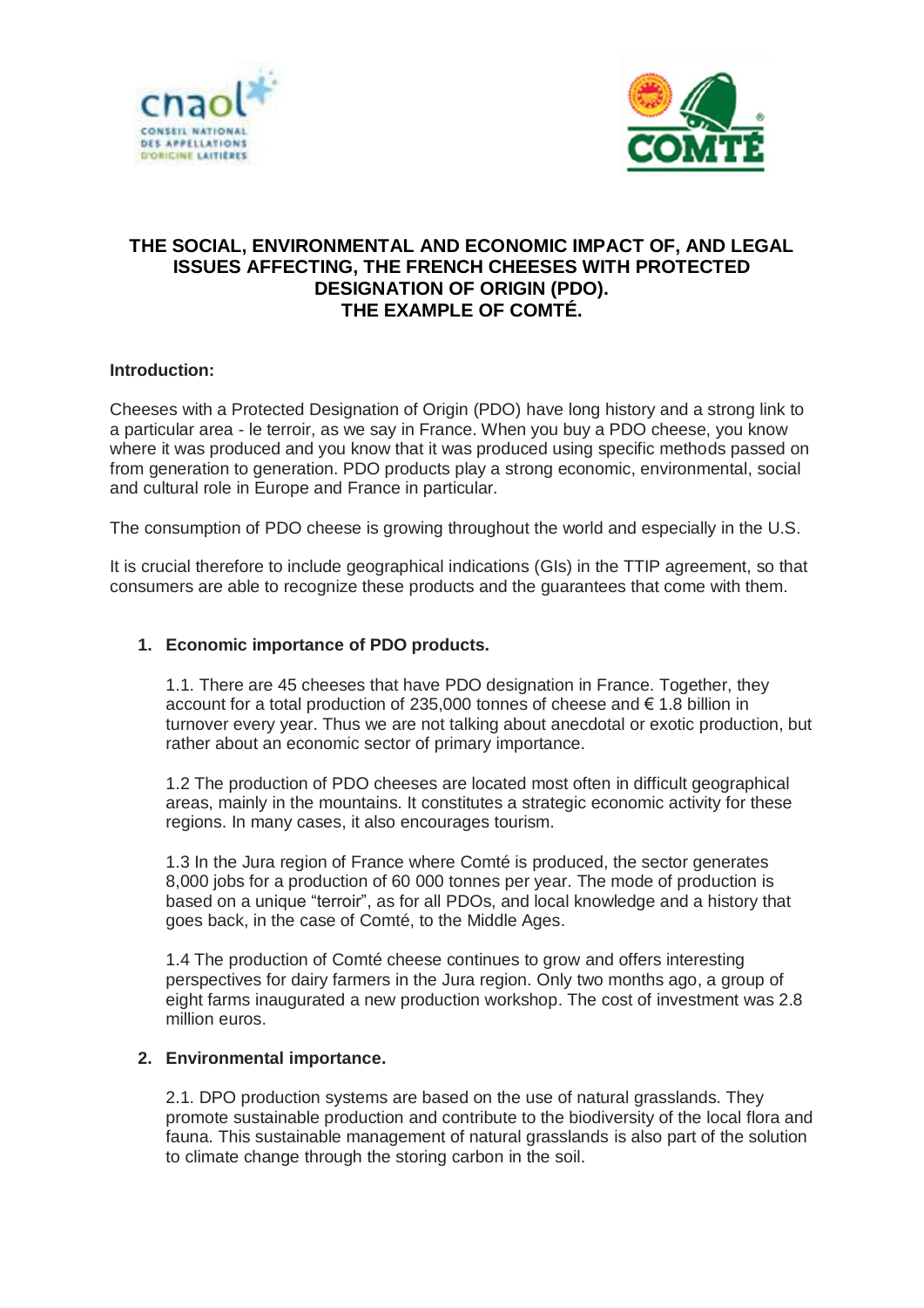# THE SOCIAL, ENVIRONMENTAL AND ECONOMIC IMPACT OF, AND LEGAL ISSUES AFFECTING, THE FRENCH CHEESES WITH PROTECTED DESIGNATION OF ORIGIN (PDO). THE EXAMPLE OF COMTÉ.

**Introduction:**

Cheeses with a Protected Designation of Origin (PDO) have long history and a strong link to a particular area - le terroir, as we say in France. When you buy a PDO cheese, you know where it was produced and you know that it was produced using specific methods passed on from generation to generation. PDO products play a strong economic, environmental, social and cultural role in Europe and France in particular.

The consumption of PDO cheese is growing throughout the world and especially in the U.S.

It is crucial therefore to include geographical indications (GIs) in the TTIP agreement, so that consumers are able to recognize these products and the guarantees that come with them.

## 1. Economic importance of PDO products.

1.1. There are 45 cheeses that have PDO designation in France. Together, they account for a total production of 235,000 tonnes of cheese and € 1.8 billion in turnover every year. Thus we are not talking about anecdotal or exotic production, but rather about an economic sector of primary importance.

1.2 The production of PDO cheeses are located most often in difficult geographical areas, mainly in the mountains. It constitutes a strategic economic activity for these regions. In many cases, it also encourages tourism.

1.3 In the Jura region of France where Comté is produced, the sector generates 8,000 jobs for a production of 60 000 tonnes per year. The mode of production is based on a unique "terroir", as for all PDOs, and local knowledge and a history that goes back, in the case of Comté, to the Middle Ages.

1.4 The production of Comté cheese continues to grow and offers interesting perspectives for dairy farmers in the Jura region. Only two months ago, a group of eight farms inaugurated a new production workshop. The cost of investment was 2.8 million euros.

## 2. Environmental importance.

2.1. DPO production systems are based on the use of natural grasslands. They promote sustainable production and contribute to the biodiversity of the local flora and fauna. This sustainable management of natural grasslands is also part of the solution to climate change through the storing carbon in the soil.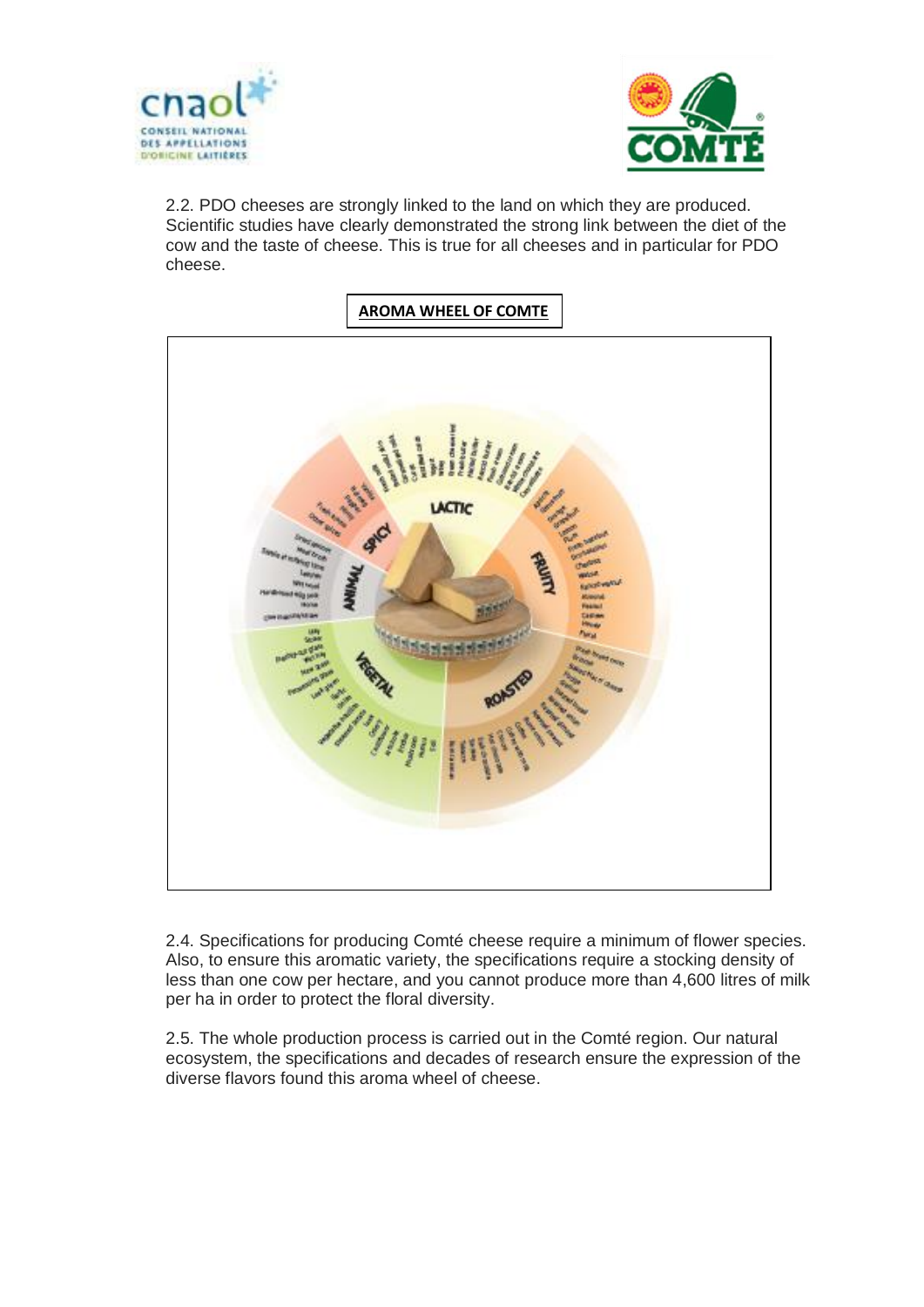2.2. PDO cheeses are strongly linked to the land on which they are produced. Scientific studies have clearly demonstrated the strong link between the diet of the cow and the taste of cheese. This is true for all cheeses and in particular for PDO cheese.

**AROMA WHEEL OF COMTE**

2.4. Specifications for producing Comté cheese require a minimum of flower species. Also, to ensure this aromatic variety, the specifications require a stocking density of less than one cow per hectare, and you cannot produce more than 4,600 litres of milk per ha in order to protect the floral diversity.

2.5. The whole production process is carried out in the Comté region. Our natural ecosystem, the specifications and decades of research ensure the expression of the diverse flavors found this aroma wheel of cheese.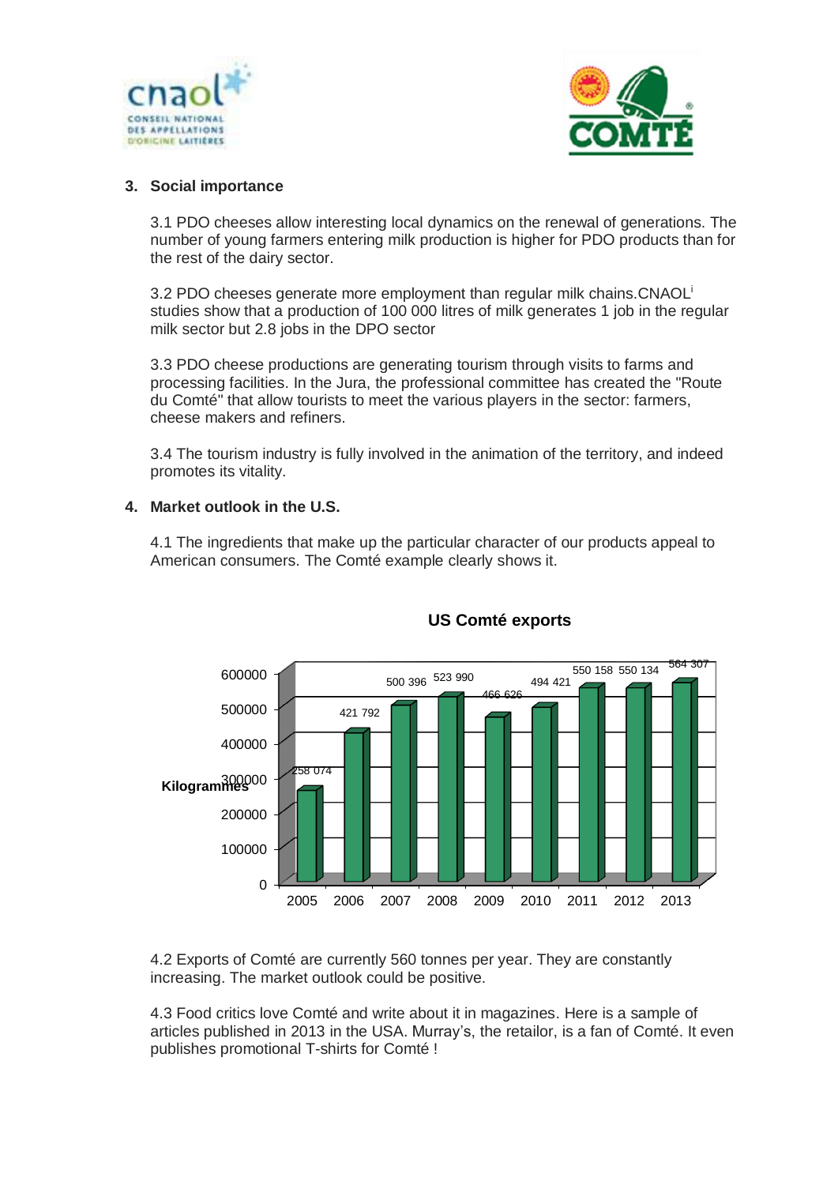## 3. Social importance

3.1 PDO cheeses allow interesting local dynamics on the renewal of generations. The number of young farmers entering milk production is higher for PDO products than for the rest of the dairy sector.

3.2 PDO cheeses generate more employment than regular milk chains.CNAOL[i] studies show that a production of 100 000 litres of milk generates 1 job in the regular milk sector but 2.8 jobs in the DPO sector

3.3 PDO cheese productions are generating tourism through visits to farms and processing facilities. In the Jura, the professional committee has created the "Route du Comté" that allow tourists to meet the various players in the sector: farmers, cheese makers and refiners.

3.4 The tourism industry is fully involved in the animation of the territory, and indeed promotes its vitality.

## 4. Market outlook in the U.S.

4.1 The ingredients that make up the particular character of our products appeal to American consumers. The Comté example clearly shows it.

**US Comté exports**

| Year | Kilogrammes |
|---|---|
| 2005 | 258 074 |
| 2006 | 421 792 |
| 2007 | 500 396 |
| 2008 | 523 990 |
| 2009 | 466 626 |
| 2010 | 494 421 |
| 2011 | 550 158 |
| 2012 | 550 134 |
| 2013 | 564 307 |

4.2 Exports of Comté are currently 560 tonnes per year. They are constantly increasing. The market outlook could be positive.

4.3 Food critics love Comté and write about it in magazines. Here is a sample of articles published in 2013 in the USA. Murray's, the retailor, is a fan of Comté. It even publishes promotional T-shirts for Comté !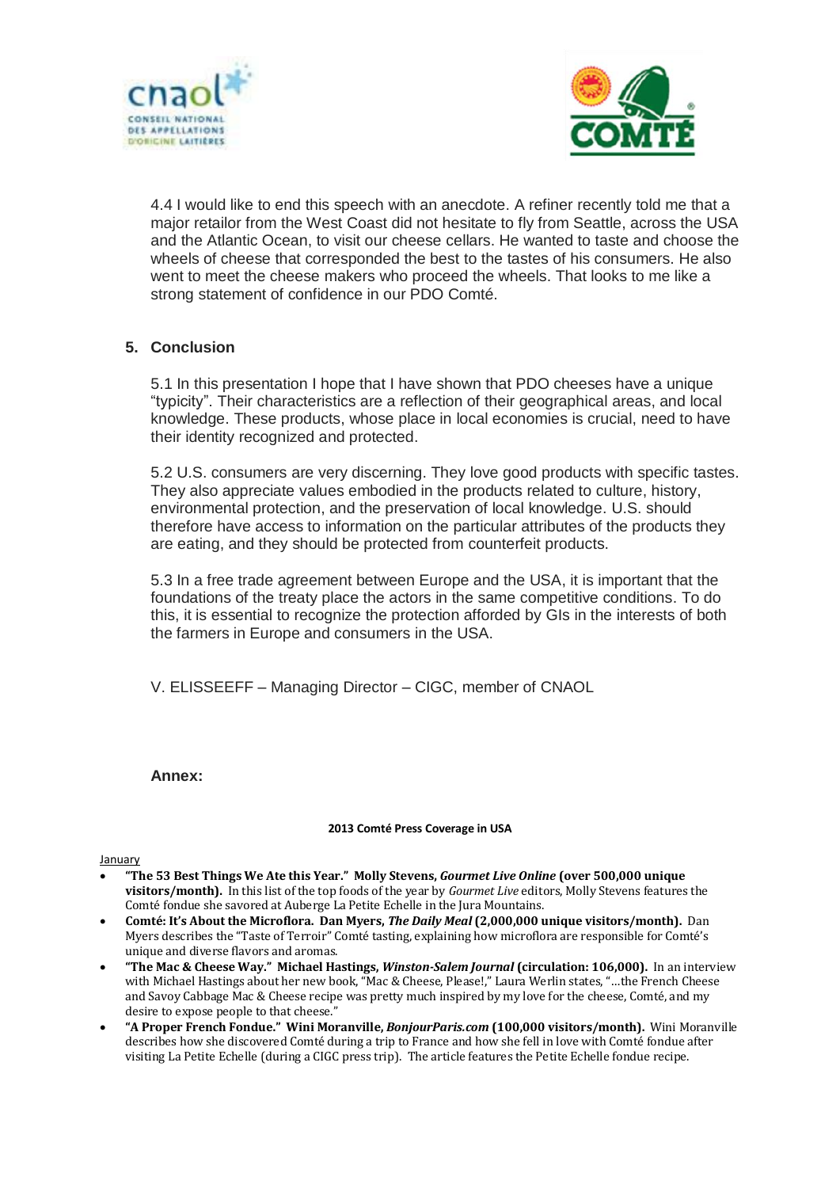4.4 I would like to end this speech with an anecdote. A refiner recently told me that a major retailor from the West Coast did not hesitate to fly from Seattle, across the USA and the Atlantic Ocean, to visit our cheese cellars. He wanted to taste and choose the wheels of cheese that corresponded the best to the tastes of his consumers. He also went to meet the cheese makers who proceed the wheels. That looks to me like a strong statement of confidence in our PDO Comté.

## 5. Conclusion

5.1 In this presentation I hope that I have shown that PDO cheeses have a unique "typicity". Their characteristics are a reflection of their geographical areas, and local knowledge. These products, whose place in local economies is crucial, need to have their identity recognized and protected.

5.2 U.S. consumers are very discerning. They love good products with specific tastes. They also appreciate values embodied in the products related to culture, history, environmental protection, and the preservation of local knowledge. U.S. should therefore have access to information on the particular attributes of the products they are eating, and they should be protected from counterfeit products.

5.3 In a free trade agreement between Europe and the USA, it is important that the foundations of the treaty place the actors in the same competitive conditions. To do this, it is essential to recognize the protection afforded by GIs in the interests of both the farmers in Europe and consumers in the USA.

V. ELISSEEFF – Managing Director – CIGC, member of CNAOL

**Annex:**

**2013 Comté Press Coverage in USA**

January

- **"The 53 Best Things We Ate this Year." Molly Stevens, *Gourmet Live Online* (over 500,000 unique visitors/month).** In this list of the top foods of the year by *Gourmet Live* editors, Molly Stevens features the Comté fondue she savored at Auberge La Petite Echelle in the Jura Mountains.
- **Comté: It's About the Microflora. Dan Myers, *The Daily Meal* (2,000,000 unique visitors/month).** Dan Myers describes the "Taste of Terroir" Comté tasting, explaining how microflora are responsible for Comté's unique and diverse flavors and aromas.
- **"The Mac & Cheese Way." Michael Hastings, *Winston-Salem Journal* (circulation: 106,000).** In an interview with Michael Hastings about her new book, "Mac & Cheese, Please!," Laura Werlin states, "…the French Cheese and Savoy Cabbage Mac & Cheese recipe was pretty much inspired by my love for the cheese, Comté, and my desire to expose people to that cheese."
- **"A Proper French Fondue." Wini Moranville, *BonjourParis.com* (100,000 visitors/month).** Wini Moranville describes how she discovered Comté during a trip to France and how she fell in love with Comté fondue after visiting La Petite Echelle (during a CIGC press trip). The article features the Petite Echelle fondue recipe.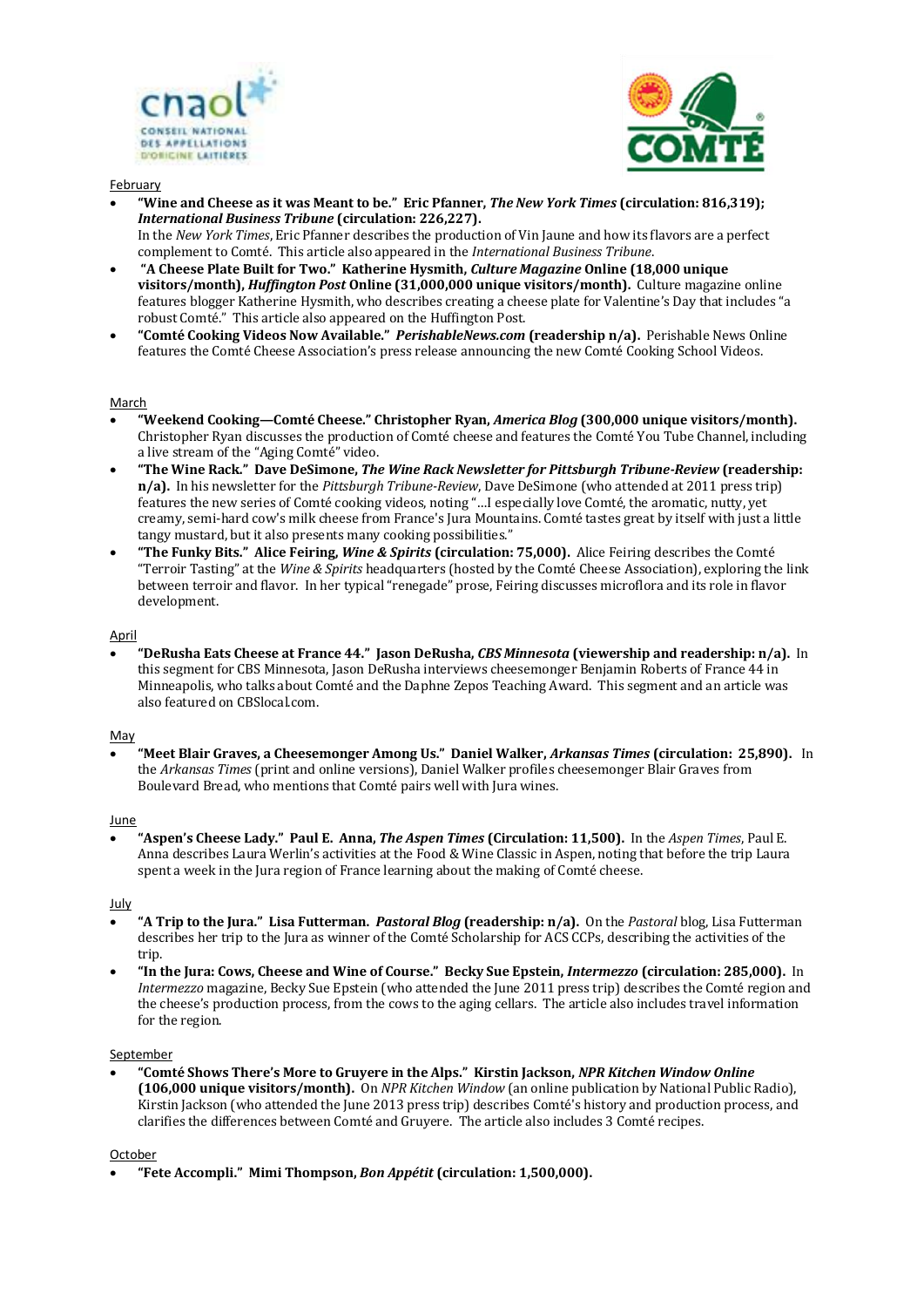February

- **"Wine and Cheese as it was Meant to be." Eric Pfanner, *The New York Times* (circulation: 816,319); *International Business Tribune* (circulation: 226,227).** In the *New York Times*, Eric Pfanner describes the production of Vin Jaune and how its flavors are a perfect complement to Comté. This article also appeared in the *International Business Tribune*.
- **"A Cheese Plate Built for Two." Katherine Hysmith, *Culture Magazine* Online (18,000 unique visitors/month), *Huffington Post* Online (31,000,000 unique visitors/month).** Culture magazine online features blogger Katherine Hysmith, who describes creating a cheese plate for Valentine's Day that includes "a robust Comté." This article also appeared on the Huffington Post.
- **"Comté Cooking Videos Now Available." *PerishableNews.com* (readership n/a).** Perishable News Online features the Comté Cheese Association's press release announcing the new Comté Cooking School Videos.

March

- **"Weekend Cooking—Comté Cheese." Christopher Ryan, *America Blog* (300,000 unique visitors/month).** Christopher Ryan discusses the production of Comté cheese and features the Comté You Tube Channel, including a live stream of the "Aging Comté" video.
- **"The Wine Rack." Dave DeSimone, *The Wine Rack Newsletter for Pittsburgh Tribune-Review* (readership: n/a).** In his newsletter for the *Pittsburgh Tribune-Review*, Dave DeSimone (who attended at 2011 press trip) features the new series of Comté cooking videos, noting "…I especially love Comté, the aromatic, nutty, yet creamy, semi-hard cow's milk cheese from France's Jura Mountains. Comté tastes great by itself with just a little tangy mustard, but it also presents many cooking possibilities."
- **"The Funky Bits." Alice Feiring, *Wine & Spirits* (circulation: 75,000).** Alice Feiring describes the Comté "Terroir Tasting" at the *Wine & Spirits* headquarters (hosted by the Comté Cheese Association), exploring the link between terroir and flavor. In her typical "renegade" prose, Feiring discusses microflora and its role in flavor development.

April

- **"DeRusha Eats Cheese at France 44." Jason DeRusha, *CBS Minnesota* (viewership and readership: n/a).** In this segment for CBS Minnesota, Jason DeRusha interviews cheesemonger Benjamin Roberts of France 44 in Minneapolis, who talks about Comté and the Daphne Zepos Teaching Award. This segment and an article was also featured on CBSlocal.com.

May

- **"Meet Blair Graves, a Cheesemonger Among Us." Daniel Walker, *Arkansas Times* (circulation: 25,890).** In the *Arkansas Times* (print and online versions), Daniel Walker profiles cheesemonger Blair Graves from Boulevard Bread, who mentions that Comté pairs well with Jura wines.

June

- **"Aspen's Cheese Lady." Paul E. Anna, *The Aspen Times* (Circulation: 11,500).** In the *Aspen Times*, Paul E. Anna describes Laura Werlin's activities at the Food & Wine Classic in Aspen, noting that before the trip Laura spent a week in the Jura region of France learning about the making of Comté cheese.

July

- **"A Trip to the Jura." Lisa Futterman. *Pastoral Blog* (readership: n/a).** On the *Pastoral* blog, Lisa Futterman describes her trip to the Jura as winner of the Comté Scholarship for ACS CCPs, describing the activities of the trip.
- **"In the Jura: Cows, Cheese and Wine of Course." Becky Sue Epstein, *Intermezzo* (circulation: 285,000).** In *Intermezzo* magazine, Becky Sue Epstein (who attended the June 2011 press trip) describes the Comté region and the cheese's production process, from the cows to the aging cellars. The article also includes travel information for the region.

September

- **"Comté Shows There's More to Gruyere in the Alps." Kirstin Jackson, *NPR Kitchen Window Online* (106,000 unique visitors/month).** On *NPR Kitchen Window* (an online publication by National Public Radio), Kirstin Jackson (who attended the June 2013 press trip) describes Comté's history and production process, and clarifies the differences between Comté and Gruyere. The article also includes 3 Comté recipes.

October

- **"Fete Accompli." Mimi Thompson, *Bon Appétit* (circulation: 1,500,000).**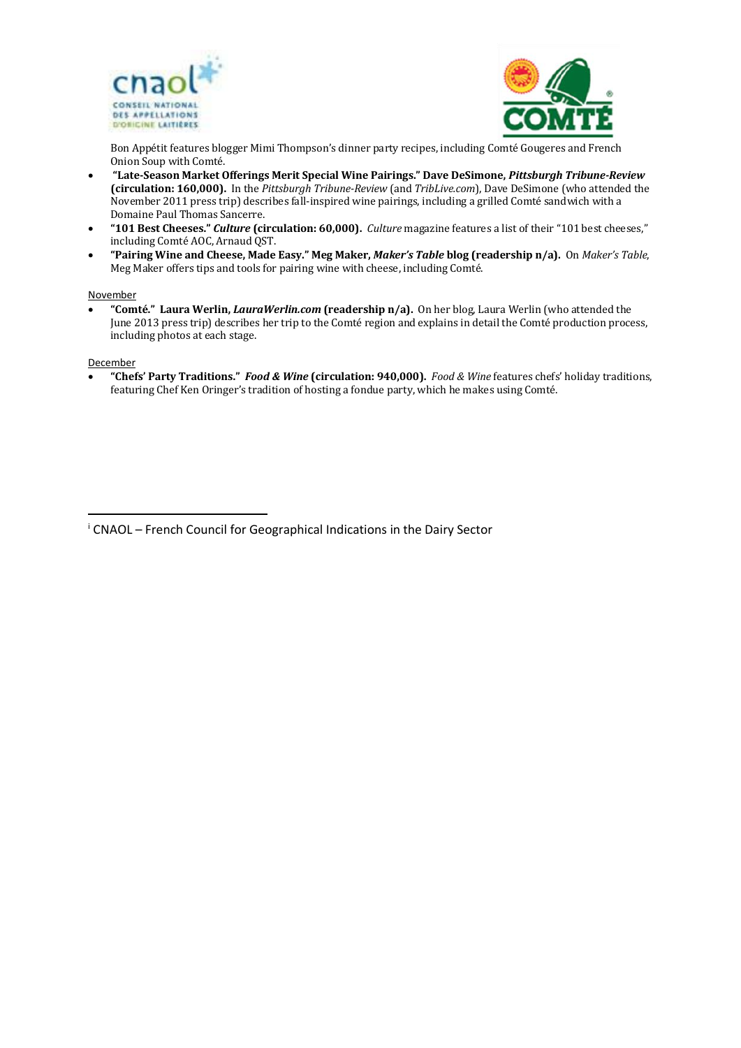Bon Appétit features blogger Mimi Thompson's dinner party recipes, including Comté Gougeres and French Onion Soup with Comté.

- **"Late-Season Market Offerings Merit Special Wine Pairings." Dave DeSimone, *Pittsburgh Tribune-Review* (circulation: 160,000).** In the *Pittsburgh Tribune-Review* (and *TribLive.com*), Dave DeSimone (who attended the November 2011 press trip) describes fall-inspired wine pairings, including a grilled Comté sandwich with a Domaine Paul Thomas Sancerre.
- **"101 Best Cheeses." *Culture* (circulation: 60,000).** *Culture* magazine features a list of their "101 best cheeses," including Comté AOC, Arnaud QST.
- **"Pairing Wine and Cheese, Made Easy." Meg Maker, *Maker's Table* blog (readership n/a).** On *Maker's Table*, Meg Maker offers tips and tools for pairing wine with cheese, including Comté.

November

- **"Comté." Laura Werlin, *LauraWerlin.com* (readership n/a).** On her blog, Laura Werlin (who attended the June 2013 press trip) describes her trip to the Comté region and explains in detail the Comté production process, including photos at each stage.

December

- **"Chefs' Party Traditions." *Food & Wine* (circulation: 940,000).** *Food & Wine* features chefs' holiday traditions, featuring Chef Ken Oringer's tradition of hosting a fondue party, which he makes using Comté.

---

[i] CNAOL – French Council for Geographical Indications in the Dairy Sector